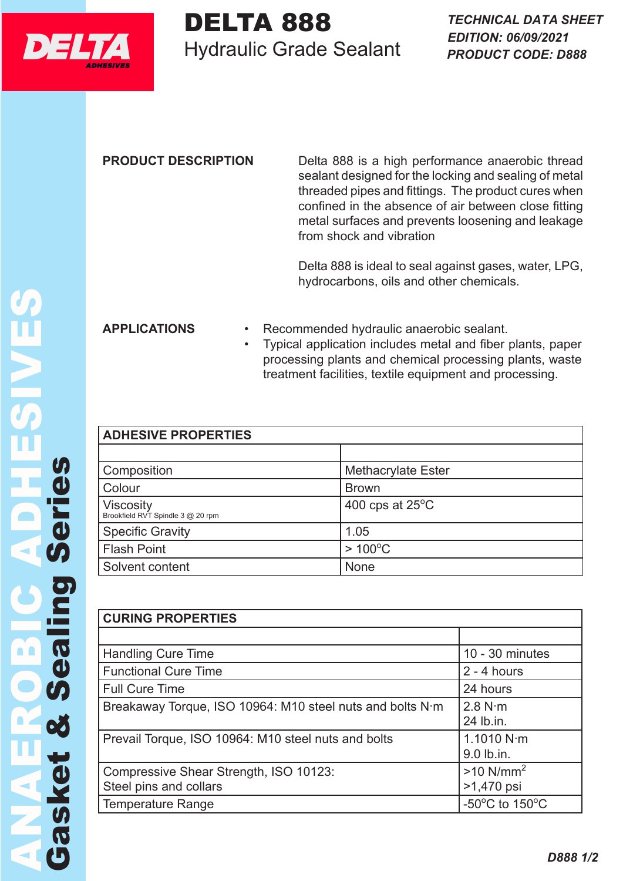# DELTA 888

## Hydraulic Grade Sealant

*TECHNICAL DATA SHEET*
*EDITION: 06/09/2021*
*PRODUCT CODE: D888*

ANAEROBIC ADHESIVES
Gasket & Sealing Series

### PRODUCT DESCRIPTION

Delta 888 is a high performance anaerobic thread sealant designed for the locking and sealing of metal threaded pipes and fittings. The product cures when confined in the absence of air between close fitting metal surfaces and prevents loosening and leakage from shock and vibration

Delta 888 is ideal to seal against gases, water, LPG, hydrocarbons, oils and other chemicals.

### APPLICATIONS

- Recommended hydraulic anaerobic sealant.
- Typical application includes metal and fiber plants, paper processing plants and chemical processing plants, waste treatment facilities, textile equipment and processing.

| ADHESIVE PROPERTIES | |
|---|---|
| | |
| Composition | Methacrylate Ester |
| Colour | Brown |
| Viscosity<br>Brookfield RVT Spindle 3 @ 20 rpm | 400 cps at 25°C |
| Specific Gravity | 1.05 |
| Flash Point | > 100°C |
| Solvent content | None |

| CURING PROPERTIES | |
|---|---|
| | |
| Handling Cure Time | 10 - 30 minutes |
| Functional Cure Time | 2 - 4 hours |
| Full Cure Time | 24 hours |
| Breakaway Torque, ISO 10964: M10 steel nuts and bolts N·m | 2.8 N·m<br>24 lb.in. |
| Prevail Torque, ISO 10964: M10 steel nuts and bolts | 1.1010 N·m<br>9.0 lb.in. |
| Compressive Shear Strength, ISO 10123:<br>Steel pins and collars | >10 N/mm$^2$<br>>1,470 psi |
| Temperature Range | -50°C to 150°C |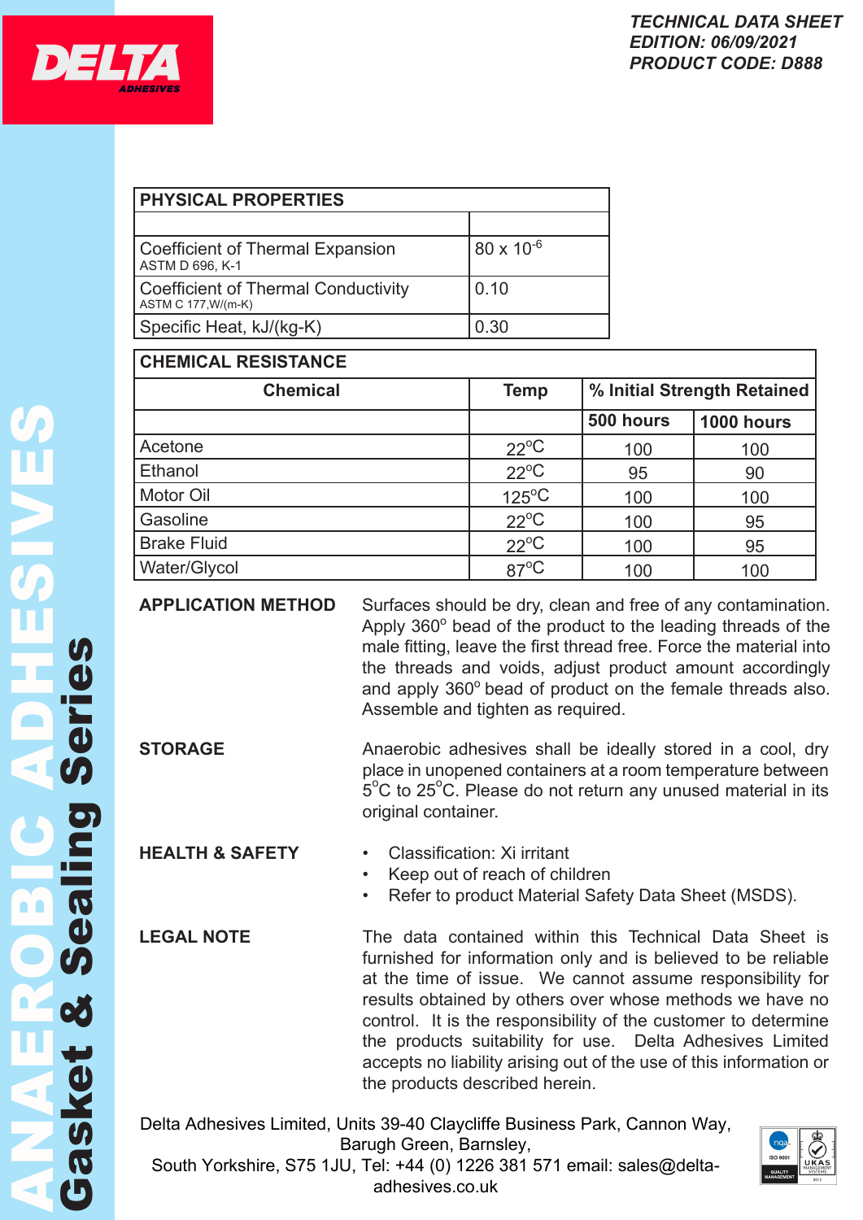TECHNICAL DATA SHEET
EDITION: 06/09/2021
PRODUCT CODE: D888

| PHYSICAL PROPERTIES | |
|---|---|
| | |
| Coefficient of Thermal Expansion ASTM D 696, K-1 | 80 x $10^{-6}$ |
| Coefficient of Thermal Conductivity ASTM C 177,W/(m-K) | 0.10 |
| Specific Heat, kJ/(kg-K) | 0.30 |

**CHEMICAL RESISTANCE**

| Chemical | Temp | % Initial Strength Retained | |
|---|---|---|---|
| | | 500 hours | 1000 hours |
| Acetone | 22°C | 100 | 100 |
| Ethanol | 22°C | 95 | 90 |
| Motor Oil | 125°C | 100 | 100 |
| Gasoline | 22°C | 100 | 95 |
| Brake Fluid | 22°C | 100 | 95 |
| Water/Glycol | 87°C | 100 | 100 |

**APPLICATION METHOD**

Surfaces should be dry, clean and free of any contamination. Apply 360° bead of the product to the leading threads of the male fitting, leave the first thread free. Force the material into the threads and voids, adjust product amount accordingly and apply 360° bead of product on the female threads also. Assemble and tighten as required.

**STORAGE**

Anaerobic adhesives shall be ideally stored in a cool, dry place in unopened containers at a room temperature between 5°C to 25°C. Please do not return any unused material in its original container.

**HEALTH & SAFETY**

- Classification: Xi irritant
- Keep out of reach of children
- Refer to product Material Safety Data Sheet (MSDS).

**LEGAL NOTE**

The data contained within this Technical Data Sheet is furnished for information only and is believed to be reliable at the time of issue. We cannot assume responsibility for results obtained by others over whose methods we have no control. It is the responsibility of the customer to determine the products suitability for use. Delta Adhesives Limited accepts no liability arising out of the use of this information or the products described herein.

Delta Adhesives Limited, Units 39-40 Claycliffe Business Park, Cannon Way, Barugh Green, Barnsley, South Yorkshire, S75 1JU, Tel: +44 (0) 1226 381 571 email: sales@delta-adhesives.co.uk

ANAEROBIC ADHESIVES
Gasket & Sealing Series